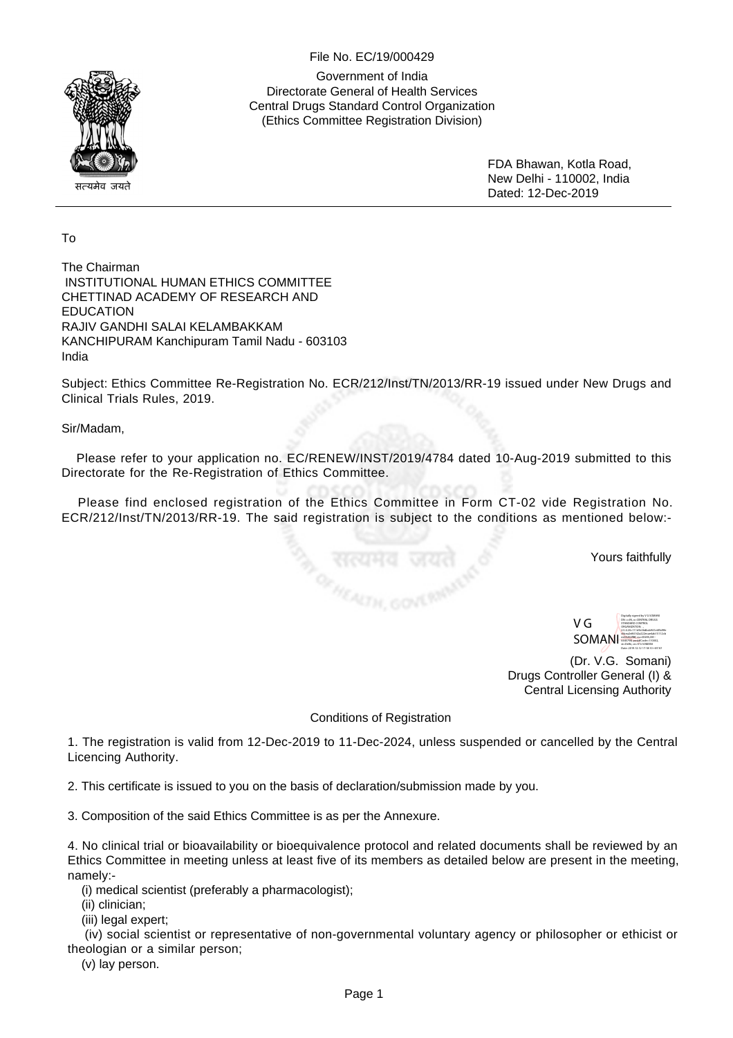File No. EC/19/000429

Government of India
Directorate General of Health Services
Central Drugs Standard Control Organization
(Ethics Committee Registration Division)

सत्यमेव जयते

FDA Bhawan, Kotla Road,
New Delhi - 110002, India
Dated: 12-Dec-2019

To

The Chairman
INSTITUTIONAL HUMAN ETHICS COMMITTEE
CHETTINAD ACADEMY OF RESEARCH AND EDUCATION
RAJIV GANDHI SALAI KELAMBAKKAM
KANCHIPURAM Kanchipuram Tamil Nadu - 603103
India

Subject: Ethics Committee Re-Registration No. ECR/212/Inst/TN/2013/RR-19 issued under New Drugs and Clinical Trials Rules, 2019.

Sir/Madam,

Please refer to your application no. EC/RENEW/INST/2019/4784 dated 10-Aug-2019 submitted to this Directorate for the Re-Registration of Ethics Committee.

Please find enclosed registration of the Ethics Committee in Form CT-02 vide Registration No. ECR/212/Inst/TN/2013/RR-19. The said registration is subject to the conditions as mentioned below:-

Yours faithfully

V G SOMANI

(Dr. V.G. Somani)
Drugs Controller General (I) &
Central Licensing Authority

## Conditions of Registration

1. The registration is valid from 12-Dec-2019 to 11-Dec-2024, unless suspended or cancelled by the Central Licencing Authority.

2. This certificate is issued to you on the basis of declaration/submission made by you.

3. Composition of the said Ethics Committee is as per the Annexure.

4. No clinical trial or bioavailability or bioequivalence protocol and related documents shall be reviewed by an Ethics Committee in meeting unless at least five of its members as detailed below are present in the meeting, namely:-
   (i) medical scientist (preferably a pharmacologist);
   (ii) clinician;
   (iii) legal expert;
   (iv) social scientist or representative of non-governmental voluntary agency or philosopher or ethicist or theologian or a similar person;
   (v) lay person.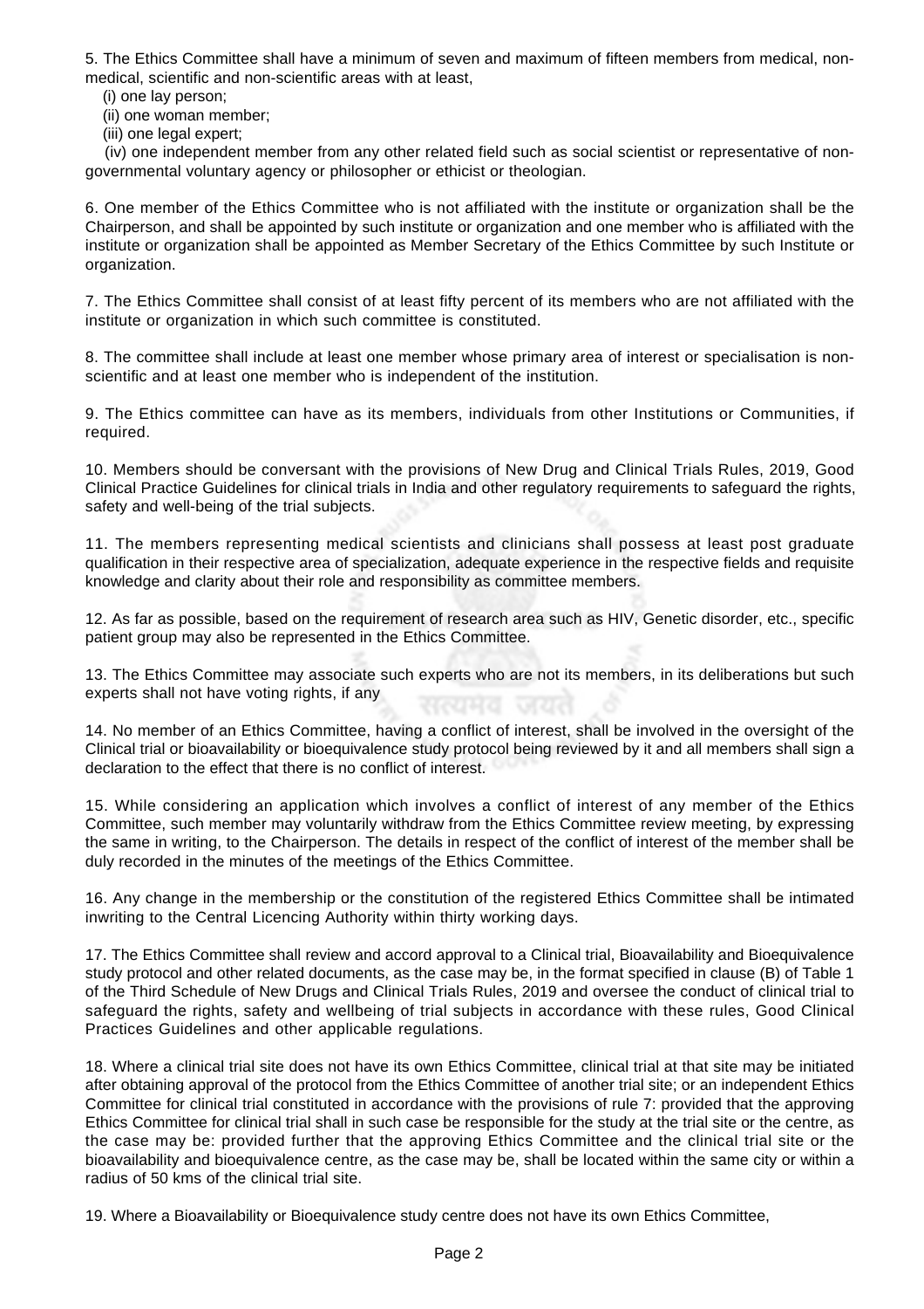5. The Ethics Committee shall have a minimum of seven and maximum of fifteen members from medical, non-medical, scientific and non-scientific areas with at least,

(i) one lay person;

(ii) one woman member;

(iii) one legal expert;

(iv) one independent member from any other related field such as social scientist or representative of non-governmental voluntary agency or philosopher or ethicist or theologian.

6. One member of the Ethics Committee who is not affiliated with the institute or organization shall be the Chairperson, and shall be appointed by such institute or organization and one member who is affiliated with the institute or organization shall be appointed as Member Secretary of the Ethics Committee by such Institute or organization.

7. The Ethics Committee shall consist of at least fifty percent of its members who are not affiliated with the institute or organization in which such committee is constituted.

8. The committee shall include at least one member whose primary area of interest or specialisation is non-scientific and at least one member who is independent of the institution.

9. The Ethics committee can have as its members, individuals from other Institutions or Communities, if required.

10. Members should be conversant with the provisions of New Drug and Clinical Trials Rules, 2019, Good Clinical Practice Guidelines for clinical trials in India and other regulatory requirements to safeguard the rights, safety and well-being of the trial subjects.

11. The members representing medical scientists and clinicians shall possess at least post graduate qualification in their respective area of specialization, adequate experience in the respective fields and requisite knowledge and clarity about their role and responsibility as committee members.

12. As far as possible, based on the requirement of research area such as HIV, Genetic disorder, etc., specific patient group may also be represented in the Ethics Committee.

13. The Ethics Committee may associate such experts who are not its members, in its deliberations but such experts shall not have voting rights, if any

14. No member of an Ethics Committee, having a conflict of interest, shall be involved in the oversight of the Clinical trial or bioavailability or bioequivalence study protocol being reviewed by it and all members shall sign a declaration to the effect that there is no conflict of interest.

15. While considering an application which involves a conflict of interest of any member of the Ethics Committee, such member may voluntarily withdraw from the Ethics Committee review meeting, by expressing the same in writing, to the Chairperson. The details in respect of the conflict of interest of the member shall be duly recorded in the minutes of the meetings of the Ethics Committee.

16. Any change in the membership or the constitution of the registered Ethics Committee shall be intimated inwriting to the Central Licencing Authority within thirty working days.

17. The Ethics Committee shall review and accord approval to a Clinical trial, Bioavailability and Bioequivalence study protocol and other related documents, as the case may be, in the format specified in clause (B) of Table 1 of the Third Schedule of New Drugs and Clinical Trials Rules, 2019 and oversee the conduct of clinical trial to safeguard the rights, safety and wellbeing of trial subjects in accordance with these rules, Good Clinical Practices Guidelines and other applicable regulations.

18. Where a clinical trial site does not have its own Ethics Committee, clinical trial at that site may be initiated after obtaining approval of the protocol from the Ethics Committee of another trial site; or an independent Ethics Committee for clinical trial constituted in accordance with the provisions of rule 7: provided that the approving Ethics Committee for clinical trial shall in such case be responsible for the study at the trial site or the centre, as the case may be: provided further that the approving Ethics Committee and the clinical trial site or the bioavailability and bioequivalence centre, as the case may be, shall be located within the same city or within a radius of 50 kms of the clinical trial site.

19. Where a Bioavailability or Bioequivalence study centre does not have its own Ethics Committee,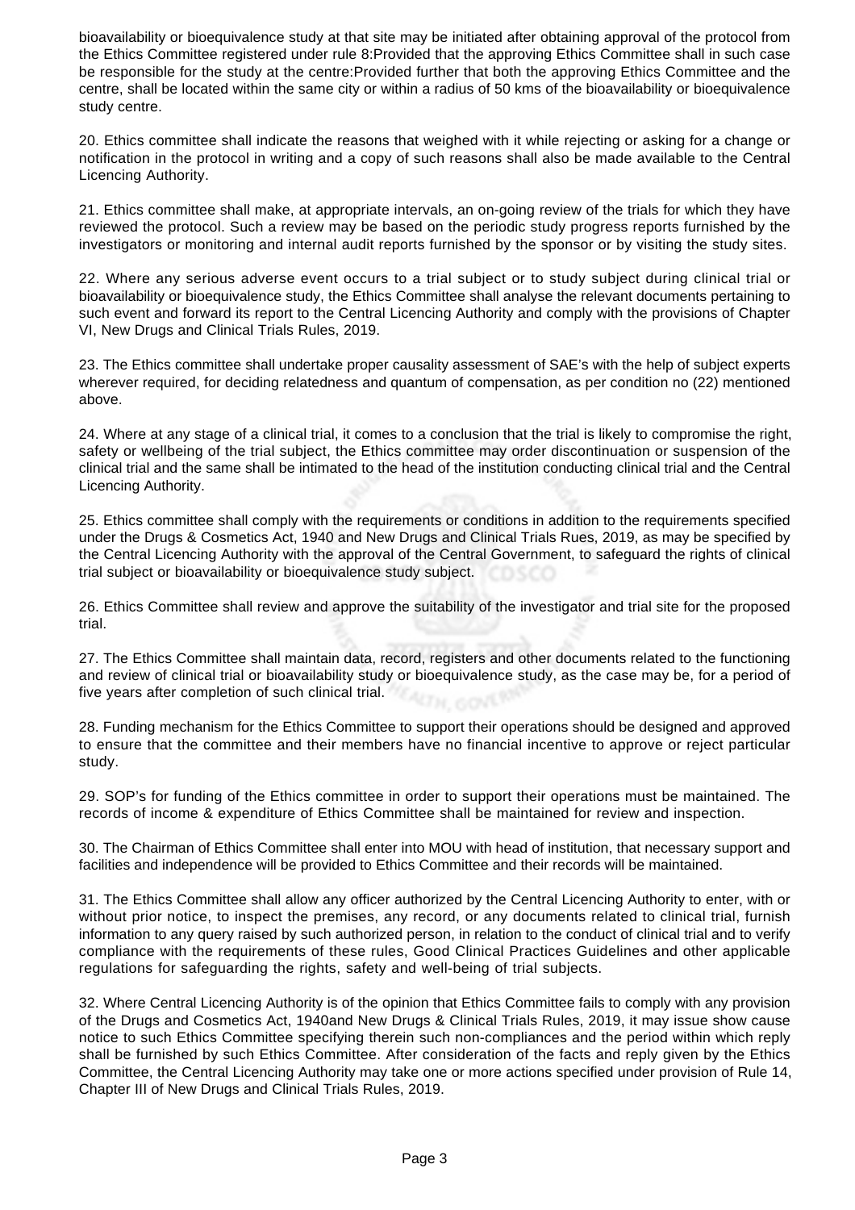bioavailability or bioequivalence study at that site may be initiated after obtaining approval of the protocol from the Ethics Committee registered under rule 8:Provided that the approving Ethics Committee shall in such case be responsible for the study at the centre:Provided further that both the approving Ethics Committee and the centre, shall be located within the same city or within a radius of 50 kms of the bioavailability or bioequivalence study centre.

20. Ethics committee shall indicate the reasons that weighed with it while rejecting or asking for a change or notification in the protocol in writing and a copy of such reasons shall also be made available to the Central Licencing Authority.

21. Ethics committee shall make, at appropriate intervals, an on-going review of the trials for which they have reviewed the protocol. Such a review may be based on the periodic study progress reports furnished by the investigators or monitoring and internal audit reports furnished by the sponsor or by visiting the study sites.

22. Where any serious adverse event occurs to a trial subject or to study subject during clinical trial or bioavailability or bioequivalence study, the Ethics Committee shall analyse the relevant documents pertaining to such event and forward its report to the Central Licencing Authority and comply with the provisions of Chapter VI, New Drugs and Clinical Trials Rules, 2019.

23. The Ethics committee shall undertake proper causality assessment of SAE's with the help of subject experts wherever required, for deciding relatedness and quantum of compensation, as per condition no (22) mentioned above.

24. Where at any stage of a clinical trial, it comes to a conclusion that the trial is likely to compromise the right, safety or wellbeing of the trial subject, the Ethics committee may order discontinuation or suspension of the clinical trial and the same shall be intimated to the head of the institution conducting clinical trial and the Central Licencing Authority.

25. Ethics committee shall comply with the requirements or conditions in addition to the requirements specified under the Drugs & Cosmetics Act, 1940 and New Drugs and Clinical Trials Rues, 2019, as may be specified by the Central Licencing Authority with the approval of the Central Government, to safeguard the rights of clinical trial subject or bioavailability or bioequivalence study subject.

26. Ethics Committee shall review and approve the suitability of the investigator and trial site for the proposed trial.

27. The Ethics Committee shall maintain data, record, registers and other documents related to the functioning and review of clinical trial or bioavailability study or bioequivalence study, as the case may be, for a period of five years after completion of such clinical trial.

28. Funding mechanism for the Ethics Committee to support their operations should be designed and approved to ensure that the committee and their members have no financial incentive to approve or reject particular study.

29. SOP's for funding of the Ethics committee in order to support their operations must be maintained. The records of income & expenditure of Ethics Committee shall be maintained for review and inspection.

30. The Chairman of Ethics Committee shall enter into MOU with head of institution, that necessary support and facilities and independence will be provided to Ethics Committee and their records will be maintained.

31. The Ethics Committee shall allow any officer authorized by the Central Licencing Authority to enter, with or without prior notice, to inspect the premises, any record, or any documents related to clinical trial, furnish information to any query raised by such authorized person, in relation to the conduct of clinical trial and to verify compliance with the requirements of these rules, Good Clinical Practices Guidelines and other applicable regulations for safeguarding the rights, safety and well-being of trial subjects.

32. Where Central Licencing Authority is of the opinion that Ethics Committee fails to comply with any provision of the Drugs and Cosmetics Act, 1940and New Drugs & Clinical Trials Rules, 2019, it may issue show cause notice to such Ethics Committee specifying therein such non-compliances and the period within which reply shall be furnished by such Ethics Committee. After consideration of the facts and reply given by the Ethics Committee, the Central Licencing Authority may take one or more actions specified under provision of Rule 14, Chapter III of New Drugs and Clinical Trials Rules, 2019.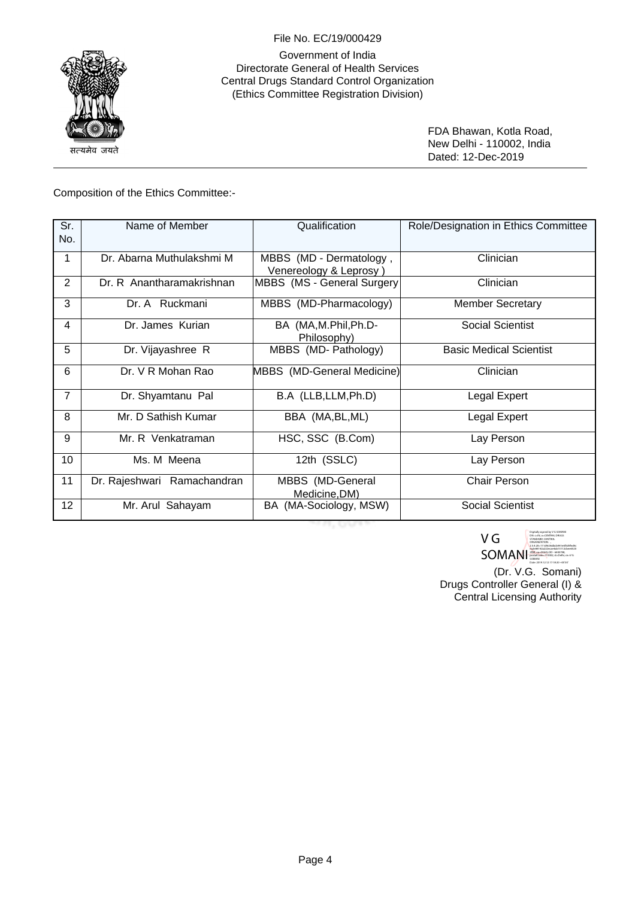File No. EC/19/000429

Government of India
Directorate General of Health Services
Central Drugs Standard Control Organization
(Ethics Committee Registration Division)

सत्यमेव जयते

FDA Bhawan, Kotla Road,
New Delhi - 110002, India
Dated: 12-Dec-2019

Composition of the Ethics Committee:-

| Sr. No. | Name of Member | Qualification | Role/Designation in Ethics Committee |
|---|---|---|---|
| 1 | Dr. Abarna Muthulakshmi M | MBBS (MD - Dermatology , Venereology & Leprosy ) | Clinician |
| 2 | Dr. R Anantharamakrishnan | MBBS (MS - General Surgery | Clinician |
| 3 | Dr. A Ruckmani | MBBS (MD-Pharmacology) | Member Secretary |
| 4 | Dr. James Kurian | BA (MA,M.Phil,Ph.D-Philosophy) | Social Scientist |
| 5 | Dr. Vijayashree R | MBBS (MD- Pathology) | Basic Medical Scientist |
| 6 | Dr. V R Mohan Rao | MBBS (MD-General Medicine) | Clinician |
| 7 | Dr. Shyamtanu Pal | B.A (LLB,LLM,Ph.D) | Legal Expert |
| 8 | Mr. D Sathish Kumar | BBA (MA,BL,ML) | Legal Expert |
| 9 | Mr. R Venkatraman | HSC, SSC (B.Com) | Lay Person |
| 10 | Ms. M Meena | 12th (SSLC) | Lay Person |
| 11 | Dr. Rajeshwari Ramachandran | MBBS (MD-General Medicine,DM) | Chair Person |
| 12 | Mr. Arul Sahayam | BA (MA-Sociology, MSW) | Social Scientist |

V G SOMANI

(Dr. V.G. Somani)
Drugs Controller General (I) &
Central Licensing Authority